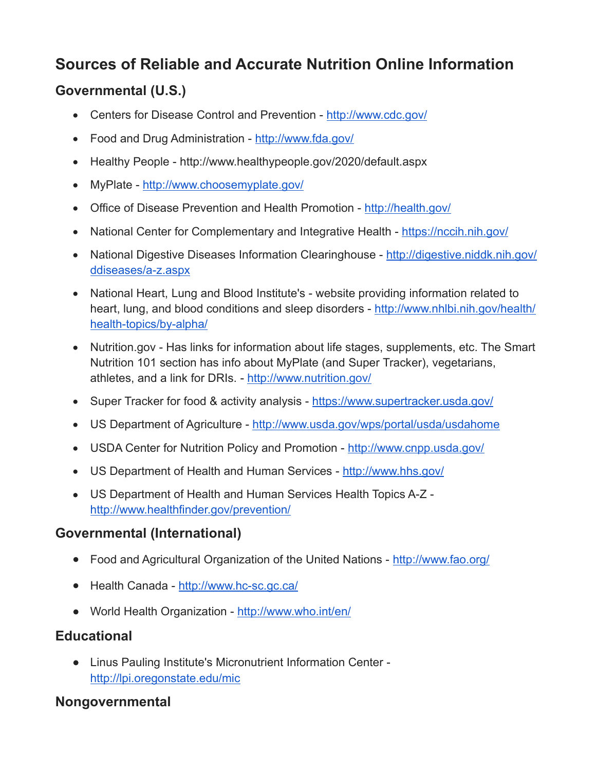# Sources of Reliable and Accurate Nutrition Online Information

## Governmental (U.S.)

- Centers for Disease Control and Prevention - http://www.cdc.gov/
- Food and Drug Administration - http://www.fda.gov/
- Healthy People - http://www.healthypeople.gov/2020/default.aspx
- MyPlate - http://www.choosemyplate.gov/
- Office of Disease Prevention and Health Promotion - http://health.gov/
- National Center for Complementary and Integrative Health - https://nccih.nih.gov/
- National Digestive Diseases Information Clearinghouse - http://digestive.niddk.nih.gov/ddiseases/a-z.aspx
- National Heart, Lung and Blood Institute's - website providing information related to heart, lung, and blood conditions and sleep disorders - http://www.nhlbi.nih.gov/health/health-topics/by-alpha/
- Nutrition.gov - Has links for information about life stages, supplements, etc. The Smart Nutrition 101 section has info about MyPlate (and Super Tracker), vegetarians, athletes, and a link for DRIs. - http://www.nutrition.gov/
- Super Tracker for food & activity analysis - https://www.supertracker.usda.gov/
- US Department of Agriculture - http://www.usda.gov/wps/portal/usda/usdahome
- USDA Center for Nutrition Policy and Promotion - http://www.cnpp.usda.gov/
- US Department of Health and Human Services - http://www.hhs.gov/
- US Department of Health and Human Services Health Topics A-Z - http://www.healthfinder.gov/prevention/

## Governmental (International)

- Food and Agricultural Organization of the United Nations - http://www.fao.org/
- Health Canada - http://www.hc-sc.gc.ca/
- World Health Organization - http://www.who.int/en/

## Educational

- Linus Pauling Institute's Micronutrient Information Center - http://lpi.oregonstate.edu/mic

## Nongovernmental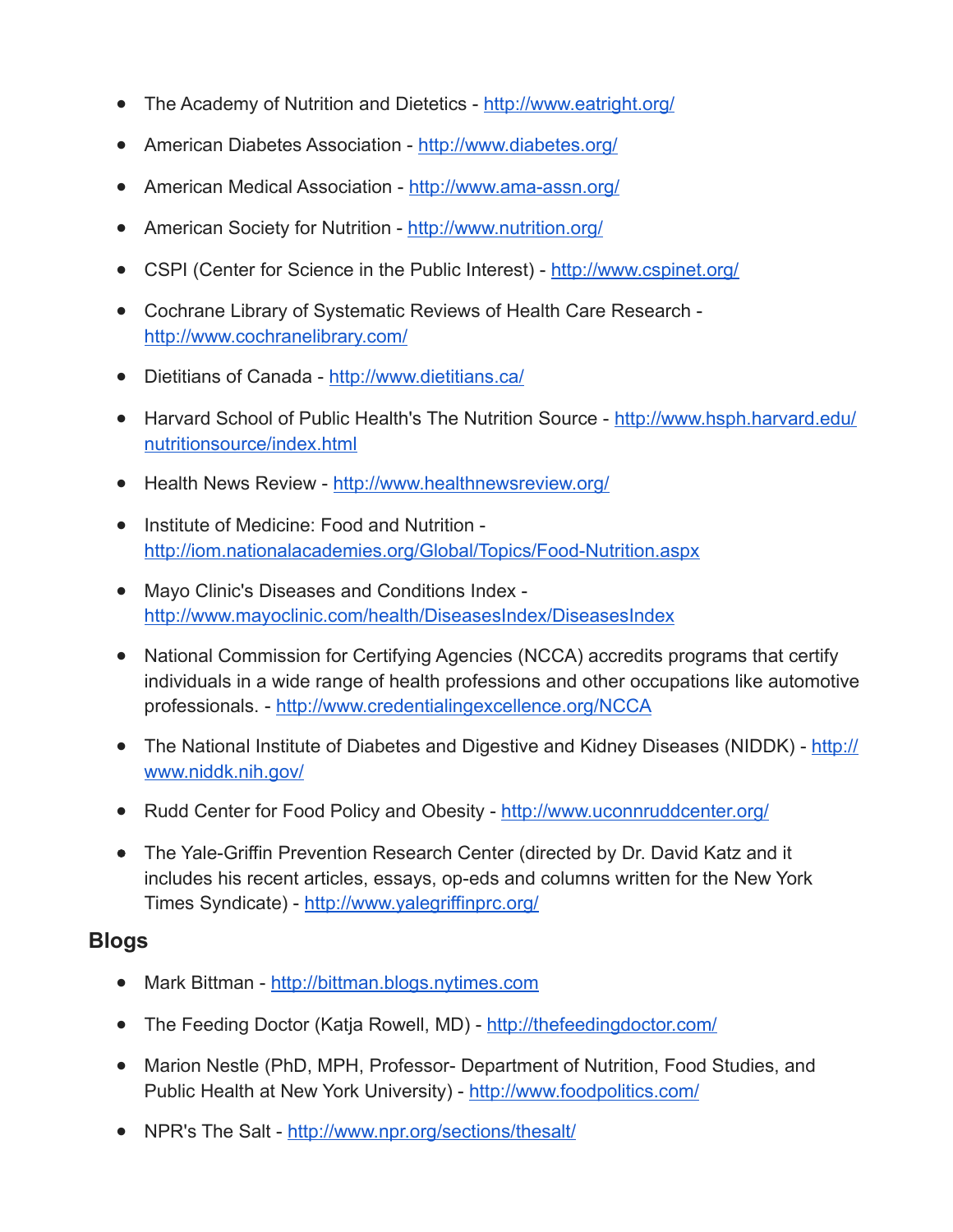- The Academy of Nutrition and Dietetics - http://www.eatright.org/
- American Diabetes Association - http://www.diabetes.org/
- American Medical Association - http://www.ama-assn.org/
- American Society for Nutrition - http://www.nutrition.org/
- CSPI (Center for Science in the Public Interest) - http://www.cspinet.org/
- Cochrane Library of Systematic Reviews of Health Care Research - http://www.cochranelibrary.com/
- Dietitians of Canada - http://www.dietitians.ca/
- Harvard School of Public Health's The Nutrition Source - http://www.hsph.harvard.edu/nutritionsource/index.html
- Health News Review - http://www.healthnewsreview.org/
- Institute of Medicine: Food and Nutrition - http://iom.nationalacademies.org/Global/Topics/Food-Nutrition.aspx
- Mayo Clinic's Diseases and Conditions Index - http://www.mayoclinic.com/health/DiseasesIndex/DiseasesIndex
- National Commission for Certifying Agencies (NCCA) accredits programs that certify individuals in a wide range of health professions and other occupations like automotive professionals. - http://www.credentialingexcellence.org/NCCA
- The National Institute of Diabetes and Digestive and Kidney Diseases (NIDDK) - http://www.niddk.nih.gov/
- Rudd Center for Food Policy and Obesity - http://www.uconnruddcenter.org/
- The Yale-Griffin Prevention Research Center (directed by Dr. David Katz and it includes his recent articles, essays, op-eds and columns written for the New York Times Syndicate) - http://www.yalegriffinprc.org/

## Blogs

- Mark Bittman - http://bittman.blogs.nytimes.com
- The Feeding Doctor (Katja Rowell, MD) - http://thefeedingdoctor.com/
- Marion Nestle (PhD, MPH, Professor- Department of Nutrition, Food Studies, and Public Health at New York University) - http://www.foodpolitics.com/
- NPR's The Salt - http://www.npr.org/sections/thesalt/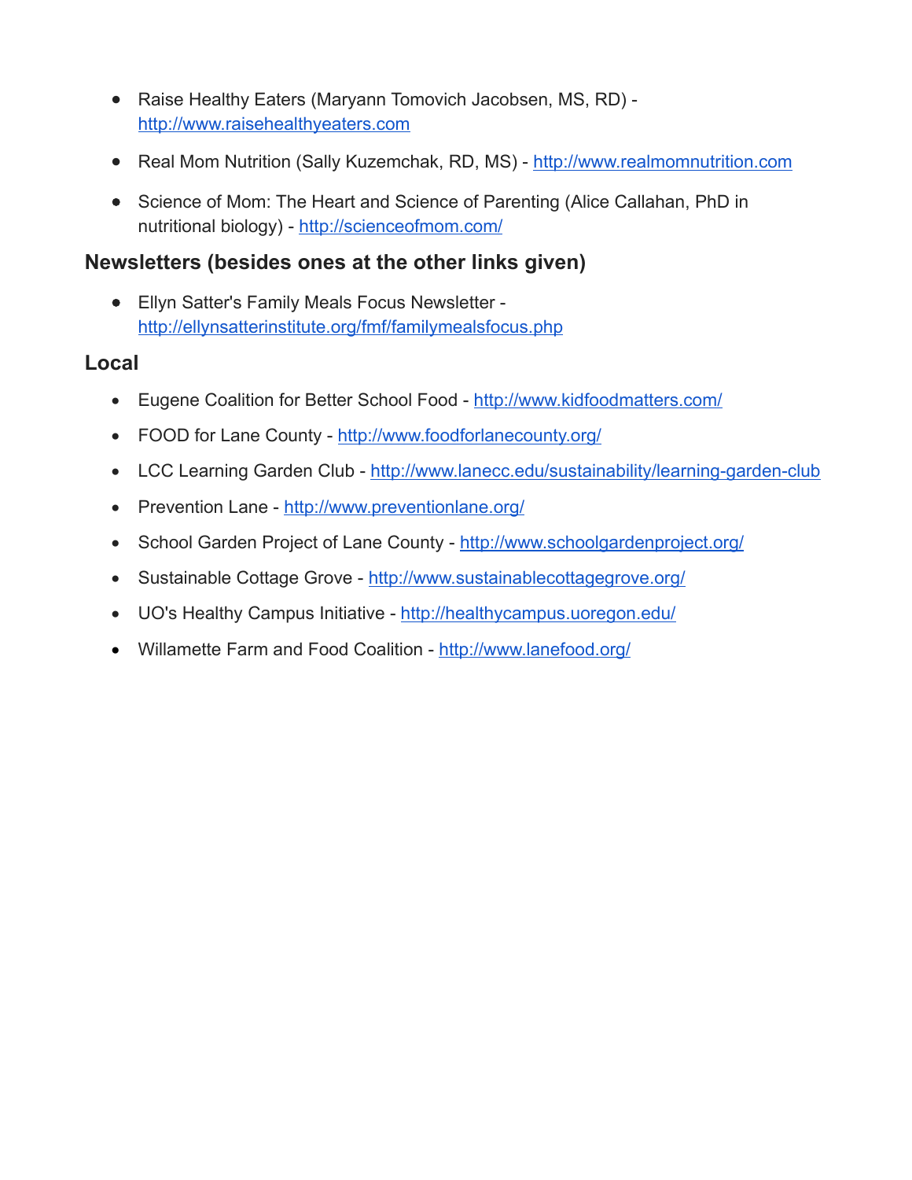- Raise Healthy Eaters (Maryann Tomovich Jacobsen, MS, RD) - http://www.raisehealthyeaters.com
- Real Mom Nutrition (Sally Kuzemchak, RD, MS) - http://www.realmomnutrition.com
- Science of Mom: The Heart and Science of Parenting (Alice Callahan, PhD in nutritional biology) - http://scienceofmom.com/

### Newsletters (besides ones at the other links given)

- Ellyn Satter's Family Meals Focus Newsletter - http://ellynsatterinstitute.org/fmf/familymealsfocus.php

### Local

- Eugene Coalition for Better School Food - http://www.kidfoodmatters.com/
- FOOD for Lane County - http://www.foodforlanecounty.org/
- LCC Learning Garden Club - http://www.lanecc.edu/sustainability/learning-garden-club
- Prevention Lane - http://www.preventionlane.org/
- School Garden Project of Lane County - http://www.schoolgardenproject.org/
- Sustainable Cottage Grove - http://www.sustainablecottagegrove.org/
- UO's Healthy Campus Initiative - http://healthycampus.uoregon.edu/
- Willamette Farm and Food Coalition - http://www.lanefood.org/